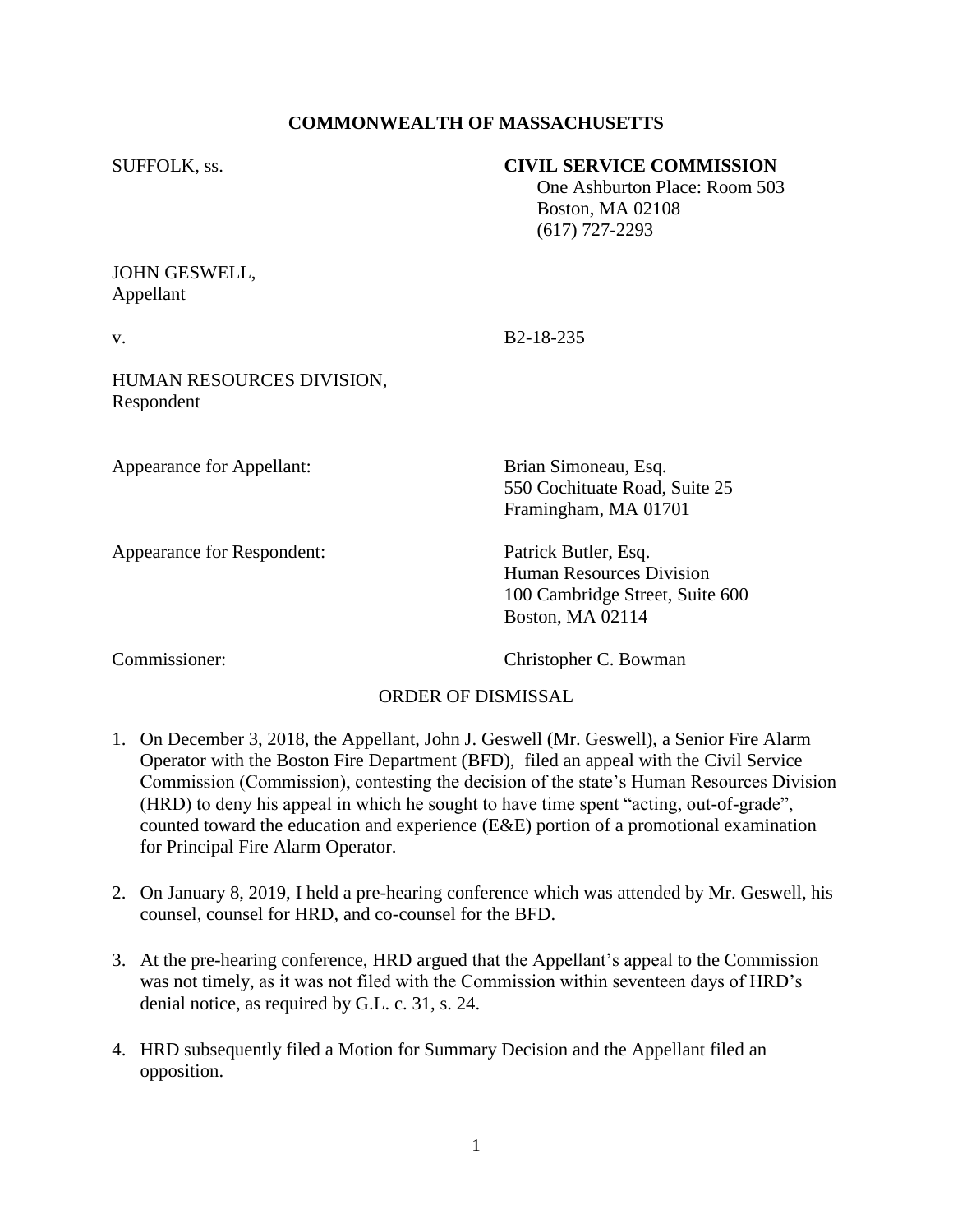**COMMONWEALTH OF MASSACHUSETTS**

SUFFOLK, ss.

**CIVIL SERVICE COMMISSION**
One Ashburton Place: Room 503
Boston, MA 02108
(617) 727-2293

JOHN GESWELL,
Appellant

v. B2-18-235

HUMAN RESOURCES DIVISION,
Respondent

Appearance for Appellant: Brian Simoneau, Esq.
550 Cochituate Road, Suite 25
Framingham, MA 01701

Appearance for Respondent: Patrick Butler, Esq.
Human Resources Division
100 Cambridge Street, Suite 600
Boston, MA 02114

Commissioner: Christopher C. Bowman

ORDER OF DISMISSAL

1. On December 3, 2018, the Appellant, John J. Geswell (Mr. Geswell), a Senior Fire Alarm Operator with the Boston Fire Department (BFD), filed an appeal with the Civil Service Commission (Commission), contesting the decision of the state's Human Resources Division (HRD) to deny his appeal in which he sought to have time spent "acting, out-of-grade", counted toward the education and experience (E&E) portion of a promotional examination for Principal Fire Alarm Operator.

2. On January 8, 2019, I held a pre-hearing conference which was attended by Mr. Geswell, his counsel, counsel for HRD, and co-counsel for the BFD.

3. At the pre-hearing conference, HRD argued that the Appellant's appeal to the Commission was not timely, as it was not filed with the Commission within seventeen days of HRD's denial notice, as required by G.L. c. 31, s. 24.

4. HRD subsequently filed a Motion for Summary Decision and the Appellant filed an opposition.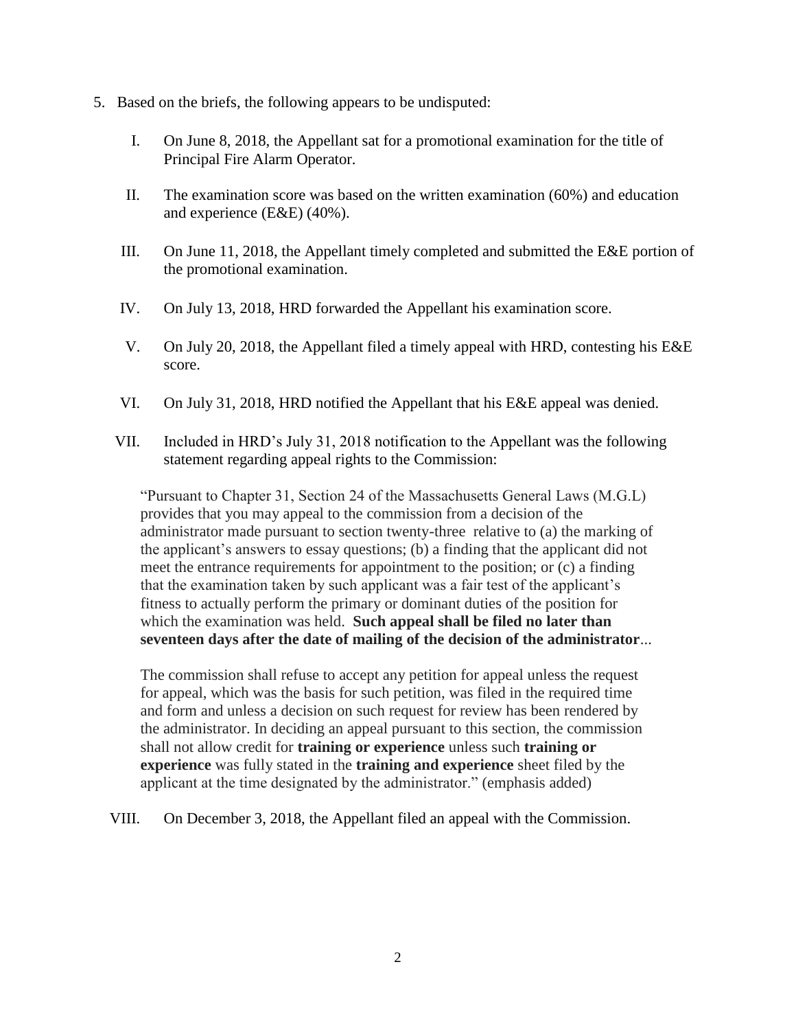5. Based on the briefs, the following appears to be undisputed:

   I. On June 8, 2018, the Appellant sat for a promotional examination for the title of Principal Fire Alarm Operator.

   II. The examination score was based on the written examination (60%) and education and experience (E&E) (40%).

   III. On June 11, 2018, the Appellant timely completed and submitted the E&E portion of the promotional examination.

   IV. On July 13, 2018, HRD forwarded the Appellant his examination score.

   V. On July 20, 2018, the Appellant filed a timely appeal with HRD, contesting his E&E score.

   VI. On July 31, 2018, HRD notified the Appellant that his E&E appeal was denied.

   VII. Included in HRD's July 31, 2018 notification to the Appellant was the following statement regarding appeal rights to the Commission:

   > "Pursuant to Chapter 31, Section 24 of the Massachusetts General Laws (M.G.L) provides that you may appeal to the commission from a decision of the administrator made pursuant to section twenty-three relative to (a) the marking of the applicant's answers to essay questions; (b) a finding that the applicant did not meet the entrance requirements for appointment to the position; or (c) a finding that the examination taken by such applicant was a fair test of the applicant's fitness to actually perform the primary or dominant duties of the position for which the examination was held. **Such appeal shall be filed no later than seventeen days after the date of mailing of the decision of the administrator**...
   >
   > The commission shall refuse to accept any petition for appeal unless the request for appeal, which was the basis for such petition, was filed in the required time and form and unless a decision on such request for review has been rendered by the administrator. In deciding an appeal pursuant to this section, the commission shall not allow credit for **training or experience** unless such **training or experience** was fully stated in the **training and experience** sheet filed by the applicant at the time designated by the administrator." (emphasis added)

   VIII. On December 3, 2018, the Appellant filed an appeal with the Commission.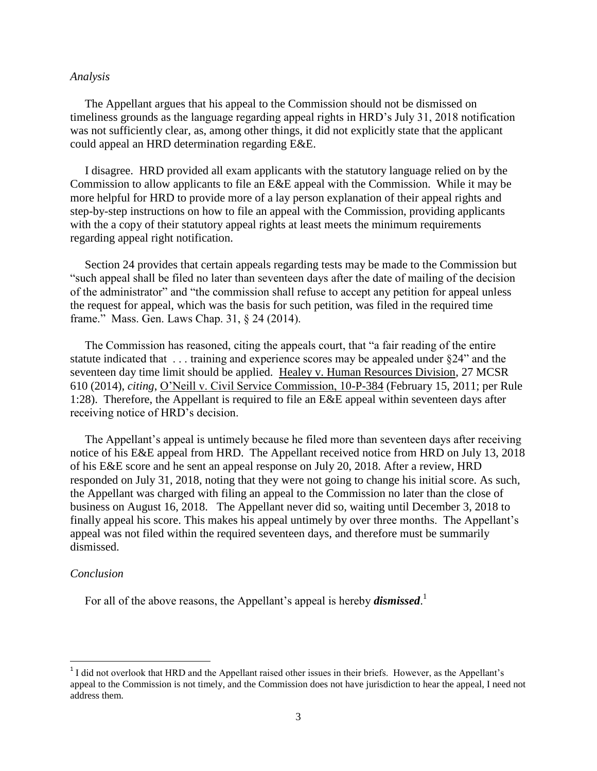*Analysis*

The Appellant argues that his appeal to the Commission should not be dismissed on timeliness grounds as the language regarding appeal rights in HRD's July 31, 2018 notification was not sufficiently clear, as, among other things, it did not explicitly state that the applicant could appeal an HRD determination regarding E&E.

I disagree. HRD provided all exam applicants with the statutory language relied on by the Commission to allow applicants to file an E&E appeal with the Commission. While it may be more helpful for HRD to provide more of a lay person explanation of their appeal rights and step-by-step instructions on how to file an appeal with the Commission, providing applicants with the a copy of their statutory appeal rights at least meets the minimum requirements regarding appeal right notification.

Section 24 provides that certain appeals regarding tests may be made to the Commission but "such appeal shall be filed no later than seventeen days after the date of mailing of the decision of the administrator" and "the commission shall refuse to accept any petition for appeal unless the request for appeal, which was the basis for such petition, was filed in the required time frame." Mass. Gen. Laws Chap. 31, § 24 (2014).

The Commission has reasoned, citing the appeals court, that "a fair reading of the entire statute indicated that . . . training and experience scores may be appealed under §24" and the seventeen day time limit should be applied. Healey v. Human Resources Division, 27 MCSR 610 (2014), *citing*, O'Neill v. Civil Service Commission, 10-P-384 (February 15, 2011; per Rule 1:28). Therefore, the Appellant is required to file an E&E appeal within seventeen days after receiving notice of HRD's decision.

The Appellant's appeal is untimely because he filed more than seventeen days after receiving notice of his E&E appeal from HRD. The Appellant received notice from HRD on July 13, 2018 of his E&E score and he sent an appeal response on July 20, 2018. After a review, HRD responded on July 31, 2018, noting that they were not going to change his initial score. As such, the Appellant was charged with filing an appeal to the Commission no later than the close of business on August 16, 2018. The Appellant never did so, waiting until December 3, 2018 to finally appeal his score. This makes his appeal untimely by over three months. The Appellant's appeal was not filed within the required seventeen days, and therefore must be summarily dismissed.

*Conclusion*

For all of the above reasons, the Appellant's appeal is hereby ***dismissed***.[1]

[1] I did not overlook that HRD and the Appellant raised other issues in their briefs. However, as the Appellant's appeal to the Commission is not timely, and the Commission does not have jurisdiction to hear the appeal, I need not address them.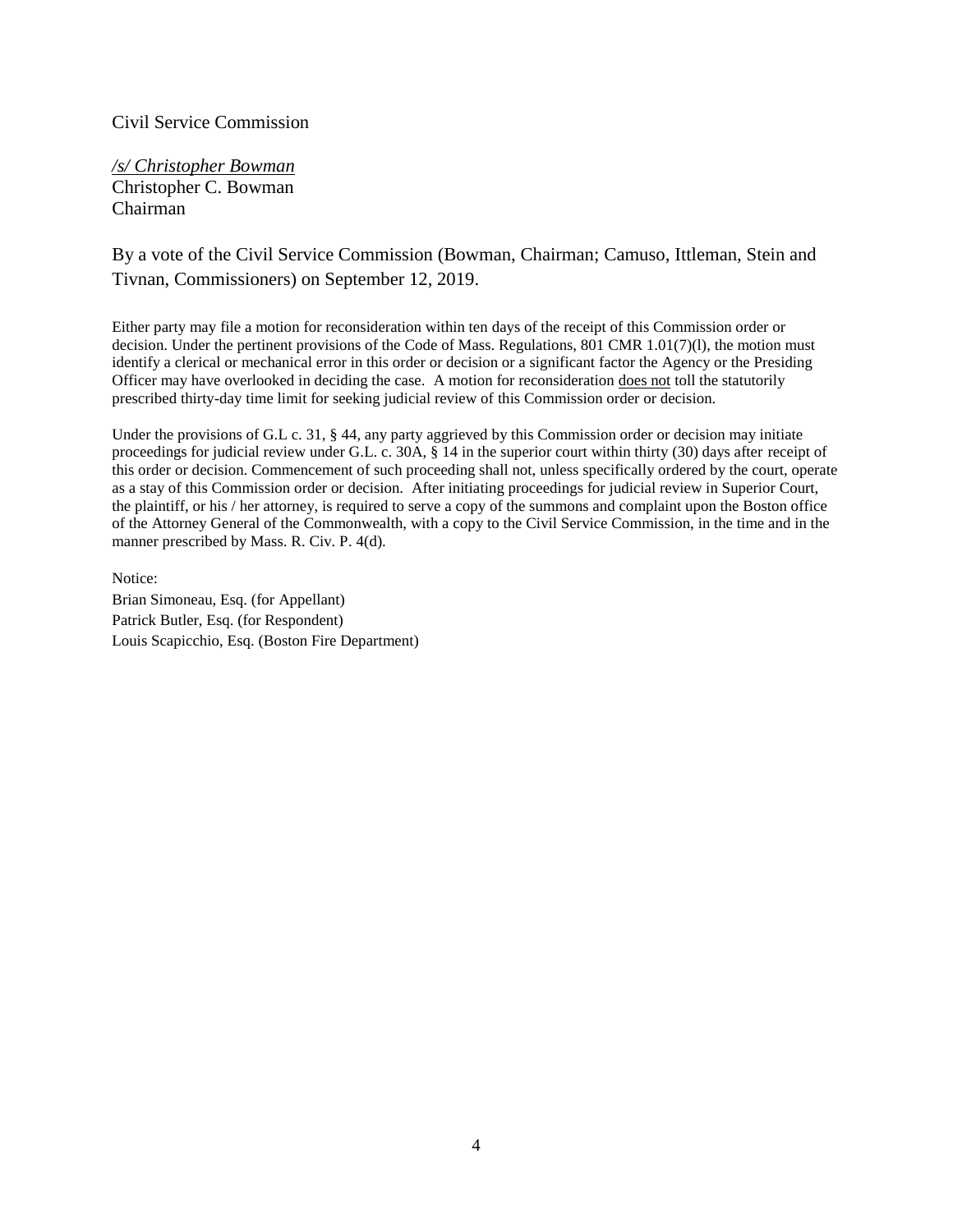Civil Service Commission

*<u>/s/ Christopher Bowman</u>*
Christopher C. Bowman
Chairman

By a vote of the Civil Service Commission (Bowman, Chairman; Camuso, Ittleman, Stein and Tivnan, Commissioners) on September 12, 2019.

Either party may file a motion for reconsideration within ten days of the receipt of this Commission order or decision. Under the pertinent provisions of the Code of Mass. Regulations, 801 CMR 1.01(7)(l), the motion must identify a clerical or mechanical error in this order or decision or a significant factor the Agency or the Presiding Officer may have overlooked in deciding the case. A motion for reconsideration <u>does not</u> toll the statutorily prescribed thirty-day time limit for seeking judicial review of this Commission order or decision.

Under the provisions of G.L c. 31, § 44, any party aggrieved by this Commission order or decision may initiate proceedings for judicial review under G.L. c. 30A, § 14 in the superior court within thirty (30) days after receipt of this order or decision. Commencement of such proceeding shall not, unless specifically ordered by the court, operate as a stay of this Commission order or decision. After initiating proceedings for judicial review in Superior Court, the plaintiff, or his / her attorney, is required to serve a copy of the summons and complaint upon the Boston office of the Attorney General of the Commonwealth, with a copy to the Civil Service Commission, in the time and in the manner prescribed by Mass. R. Civ. P. 4(d).

Notice:
Brian Simoneau, Esq. (for Appellant)
Patrick Butler, Esq. (for Respondent)
Louis Scapicchio, Esq. (Boston Fire Department)